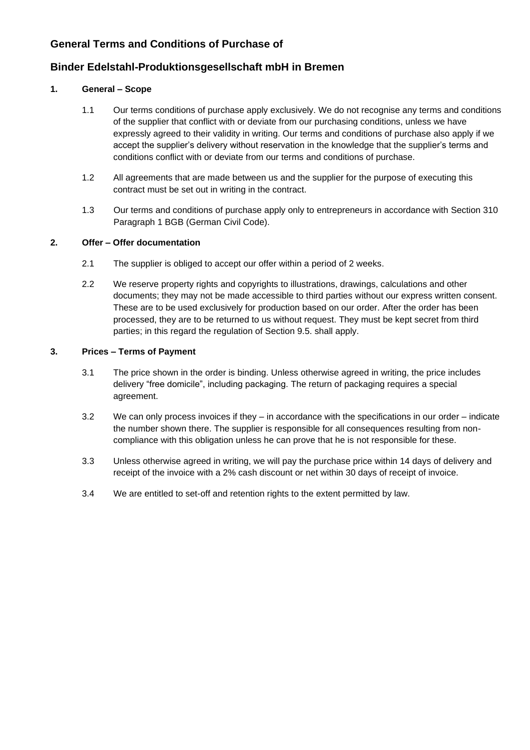## General Terms and Conditions of Purchase of

## Binder Edelstahl-Produktionsgesellschaft mbH in Bremen

### 1. General – Scope

1.1 Our terms conditions of purchase apply exclusively. We do not recognise any terms and conditions of the supplier that conflict with or deviate from our purchasing conditions, unless we have expressly agreed to their validity in writing. Our terms and conditions of purchase also apply if we accept the supplier's delivery without reservation in the knowledge that the supplier's terms and conditions conflict with or deviate from our terms and conditions of purchase.

1.2 All agreements that are made between us and the supplier for the purpose of executing this contract must be set out in writing in the contract.

1.3 Our terms and conditions of purchase apply only to entrepreneurs in accordance with Section 310 Paragraph 1 BGB (German Civil Code).

### 2. Offer – Offer documentation

2.1 The supplier is obliged to accept our offer within a period of 2 weeks.

2.2 We reserve property rights and copyrights to illustrations, drawings, calculations and other documents; they may not be made accessible to third parties without our express written consent. These are to be used exclusively for production based on our order. After the order has been processed, they are to be returned to us without request. They must be kept secret from third parties; in this regard the regulation of Section 9.5. shall apply.

### 3. Prices – Terms of Payment

3.1 The price shown in the order is binding. Unless otherwise agreed in writing, the price includes delivery "free domicile", including packaging. The return of packaging requires a special agreement.

3.2 We can only process invoices if they – in accordance with the specifications in our order – indicate the number shown there. The supplier is responsible for all consequences resulting from non-compliance with this obligation unless he can prove that he is not responsible for these.

3.3 Unless otherwise agreed in writing, we will pay the purchase price within 14 days of delivery and receipt of the invoice with a 2% cash discount or net within 30 days of receipt of invoice.

3.4 We are entitled to set-off and retention rights to the extent permitted by law.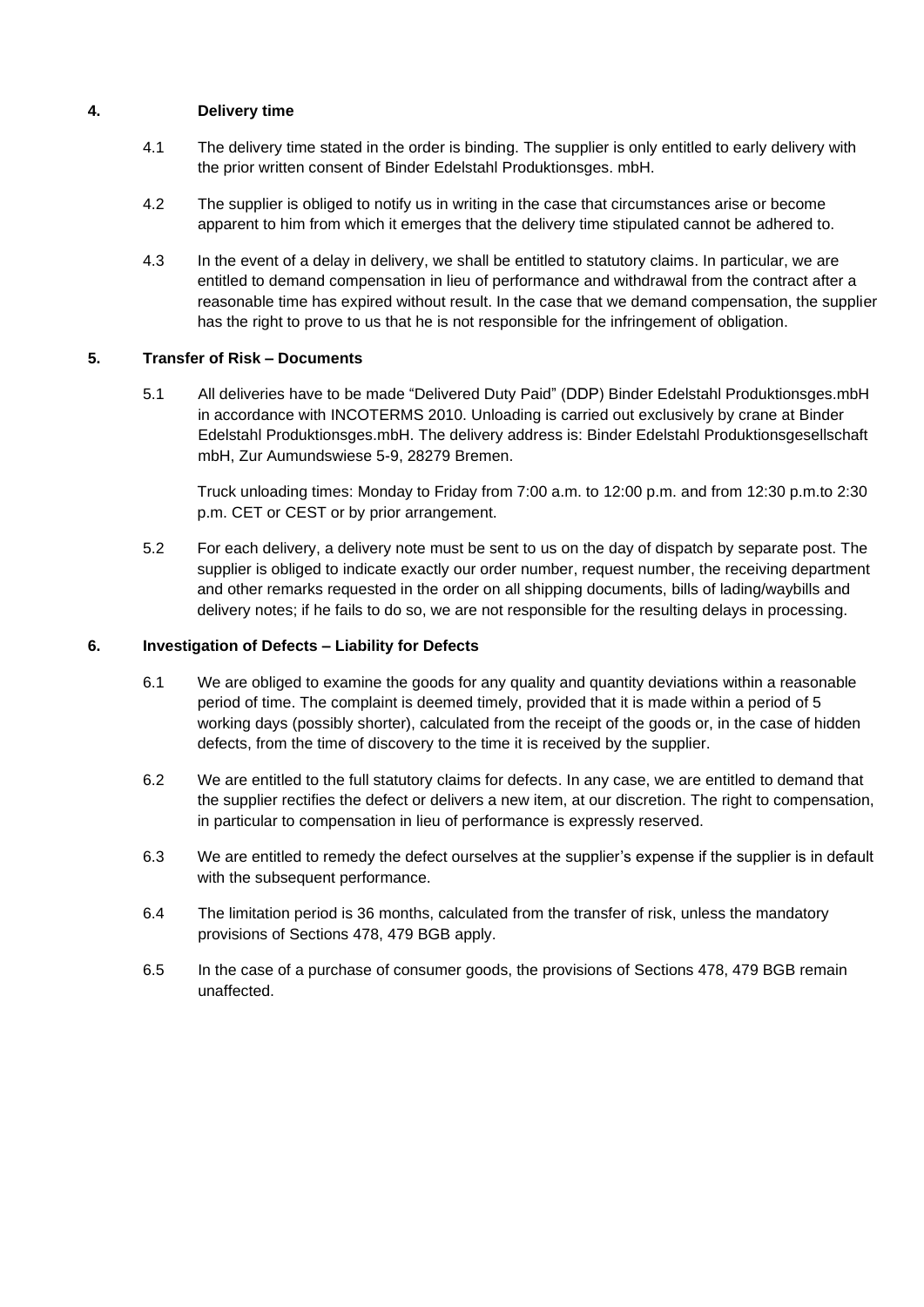## 4. Delivery time

4.1 The delivery time stated in the order is binding. The supplier is only entitled to early delivery with the prior written consent of Binder Edelstahl Produktionsges. mbH.

4.2 The supplier is obliged to notify us in writing in the case that circumstances arise or become apparent to him from which it emerges that the delivery time stipulated cannot be adhered to.

4.3 In the event of a delay in delivery, we shall be entitled to statutory claims. In particular, we are entitled to demand compensation in lieu of performance and withdrawal from the contract after a reasonable time has expired without result. In the case that we demand compensation, the supplier has the right to prove to us that he is not responsible for the infringement of obligation.

## 5. Transfer of Risk – Documents

5.1 All deliveries have to be made "Delivered Duty Paid" (DDP) Binder Edelstahl Produktionsges.mbH in accordance with INCOTERMS 2010. Unloading is carried out exclusively by crane at Binder Edelstahl Produktionsges.mbH. The delivery address is: Binder Edelstahl Produktionsgesellschaft mbH, Zur Aumundswiese 5-9, 28279 Bremen.

Truck unloading times: Monday to Friday from 7:00 a.m. to 12:00 p.m. and from 12:30 p.m.to 2:30 p.m. CET or CEST or by prior arrangement.

5.2 For each delivery, a delivery note must be sent to us on the day of dispatch by separate post. The supplier is obliged to indicate exactly our order number, request number, the receiving department and other remarks requested in the order on all shipping documents, bills of lading/waybills and delivery notes; if he fails to do so, we are not responsible for the resulting delays in processing.

## 6. Investigation of Defects – Liability for Defects

6.1 We are obliged to examine the goods for any quality and quantity deviations within a reasonable period of time. The complaint is deemed timely, provided that it is made within a period of 5 working days (possibly shorter), calculated from the receipt of the goods or, in the case of hidden defects, from the time of discovery to the time it is received by the supplier.

6.2 We are entitled to the full statutory claims for defects. In any case, we are entitled to demand that the supplier rectifies the defect or delivers a new item, at our discretion. The right to compensation, in particular to compensation in lieu of performance is expressly reserved.

6.3 We are entitled to remedy the defect ourselves at the supplier's expense if the supplier is in default with the subsequent performance.

6.4 The limitation period is 36 months, calculated from the transfer of risk, unless the mandatory provisions of Sections 478, 479 BGB apply.

6.5 In the case of a purchase of consumer goods, the provisions of Sections 478, 479 BGB remain unaffected.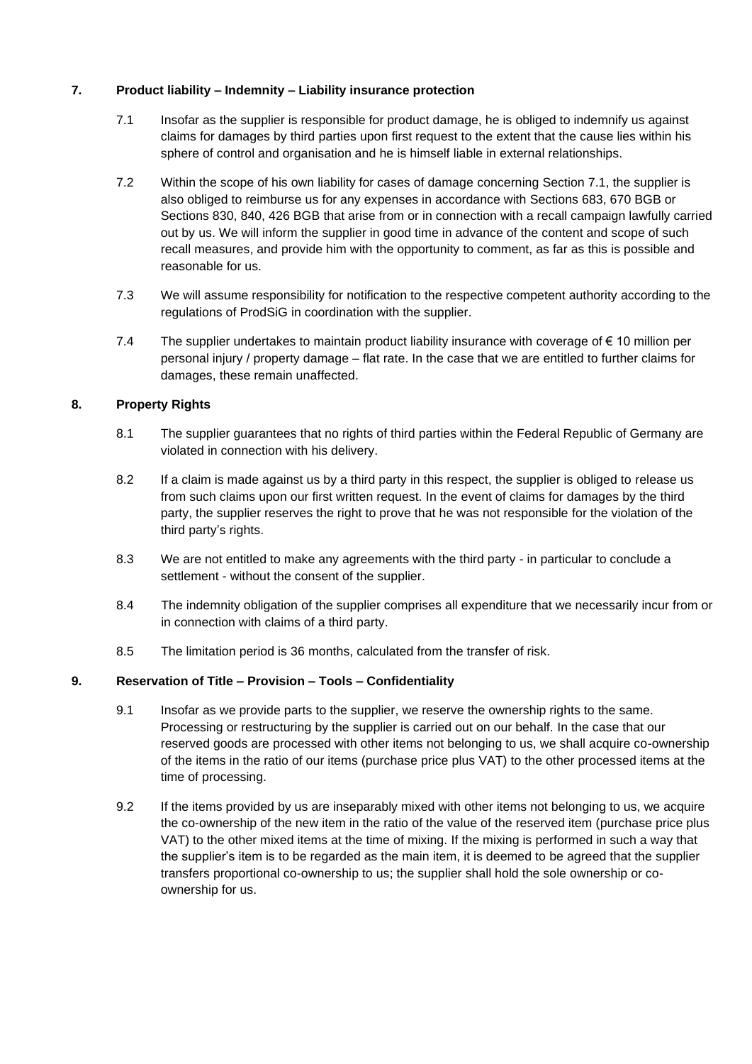## 7. Product liability – Indemnity – Liability insurance protection

7.1 Insofar as the supplier is responsible for product damage, he is obliged to indemnify us against claims for damages by third parties upon first request to the extent that the cause lies within his sphere of control and organisation and he is himself liable in external relationships.

7.2 Within the scope of his own liability for cases of damage concerning Section 7.1, the supplier is also obliged to reimburse us for any expenses in accordance with Sections 683, 670 BGB or Sections 830, 840, 426 BGB that arise from or in connection with a recall campaign lawfully carried out by us. We will inform the supplier in good time in advance of the content and scope of such recall measures, and provide him with the opportunity to comment, as far as this is possible and reasonable for us.

7.3 We will assume responsibility for notification to the respective competent authority according to the regulations of ProdSiG in coordination with the supplier.

7.4 The supplier undertakes to maintain product liability insurance with coverage of € 10 million per personal injury / property damage – flat rate. In the case that we are entitled to further claims for damages, these remain unaffected.

## 8. Property Rights

8.1 The supplier guarantees that no rights of third parties within the Federal Republic of Germany are violated in connection with his delivery.

8.2 If a claim is made against us by a third party in this respect, the supplier is obliged to release us from such claims upon our first written request. In the event of claims for damages by the third party, the supplier reserves the right to prove that he was not responsible for the violation of the third party's rights.

8.3 We are not entitled to make any agreements with the third party - in particular to conclude a settlement - without the consent of the supplier.

8.4 The indemnity obligation of the supplier comprises all expenditure that we necessarily incur from or in connection with claims of a third party.

8.5 The limitation period is 36 months, calculated from the transfer of risk.

## 9. Reservation of Title – Provision – Tools – Confidentiality

9.1 Insofar as we provide parts to the supplier, we reserve the ownership rights to the same. Processing or restructuring by the supplier is carried out on our behalf. In the case that our reserved goods are processed with other items not belonging to us, we shall acquire co-ownership of the items in the ratio of our items (purchase price plus VAT) to the other processed items at the time of processing.

9.2 If the items provided by us are inseparably mixed with other items not belonging to us, we acquire the co-ownership of the new item in the ratio of the value of the reserved item (purchase price plus VAT) to the other mixed items at the time of mixing. If the mixing is performed in such a way that the supplier's item is to be regarded as the main item, it is deemed to be agreed that the supplier transfers proportional co-ownership to us; the supplier shall hold the sole ownership or co-ownership for us.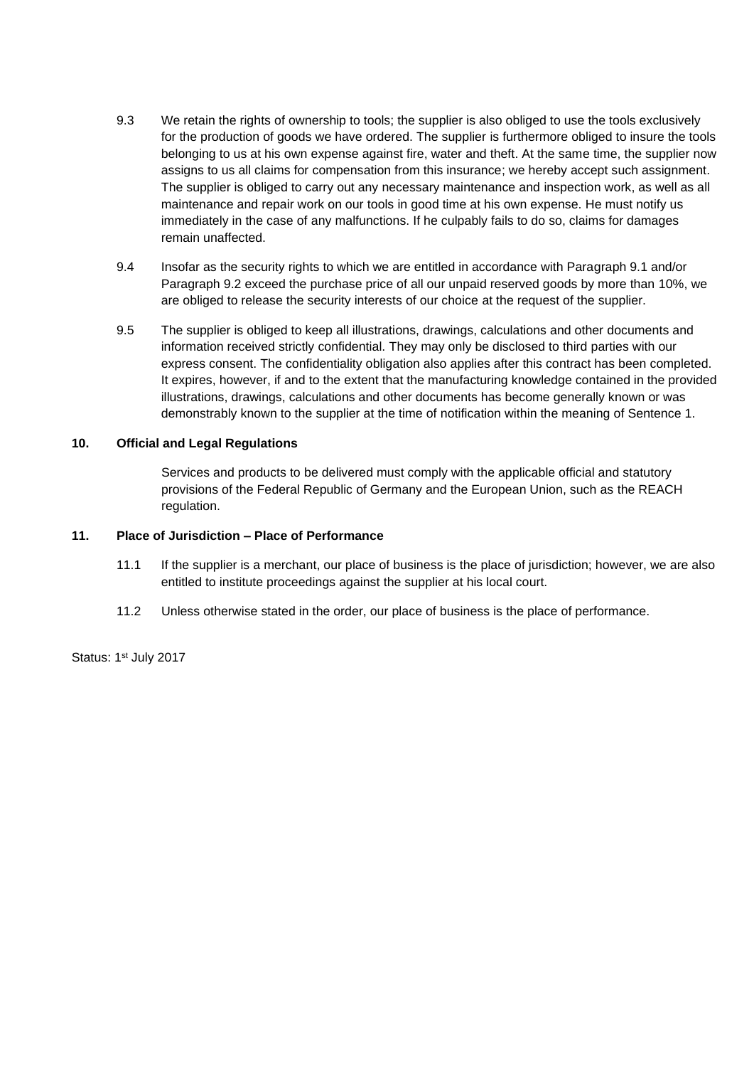9.3 We retain the rights of ownership to tools; the supplier is also obliged to use the tools exclusively for the production of goods we have ordered. The supplier is furthermore obliged to insure the tools belonging to us at his own expense against fire, water and theft. At the same time, the supplier now assigns to us all claims for compensation from this insurance; we hereby accept such assignment. The supplier is obliged to carry out any necessary maintenance and inspection work, as well as all maintenance and repair work on our tools in good time at his own expense. He must notify us immediately in the case of any malfunctions. If he culpably fails to do so, claims for damages remain unaffected.

9.4 Insofar as the security rights to which we are entitled in accordance with Paragraph 9.1 and/or Paragraph 9.2 exceed the purchase price of all our unpaid reserved goods by more than 10%, we are obliged to release the security interests of our choice at the request of the supplier.

9.5 The supplier is obliged to keep all illustrations, drawings, calculations and other documents and information received strictly confidential. They may only be disclosed to third parties with our express consent. The confidentiality obligation also applies after this contract has been completed. It expires, however, if and to the extent that the manufacturing knowledge contained in the provided illustrations, drawings, calculations and other documents has become generally known or was demonstrably known to the supplier at the time of notification within the meaning of Sentence 1.

## 10. Official and Legal Regulations

Services and products to be delivered must comply with the applicable official and statutory provisions of the Federal Republic of Germany and the European Union, such as the REACH regulation.

## 11. Place of Jurisdiction – Place of Performance

11.1 If the supplier is a merchant, our place of business is the place of jurisdiction; however, we are also entitled to institute proceedings against the supplier at his local court.

11.2 Unless otherwise stated in the order, our place of business is the place of performance.

Status: 1st July 2017